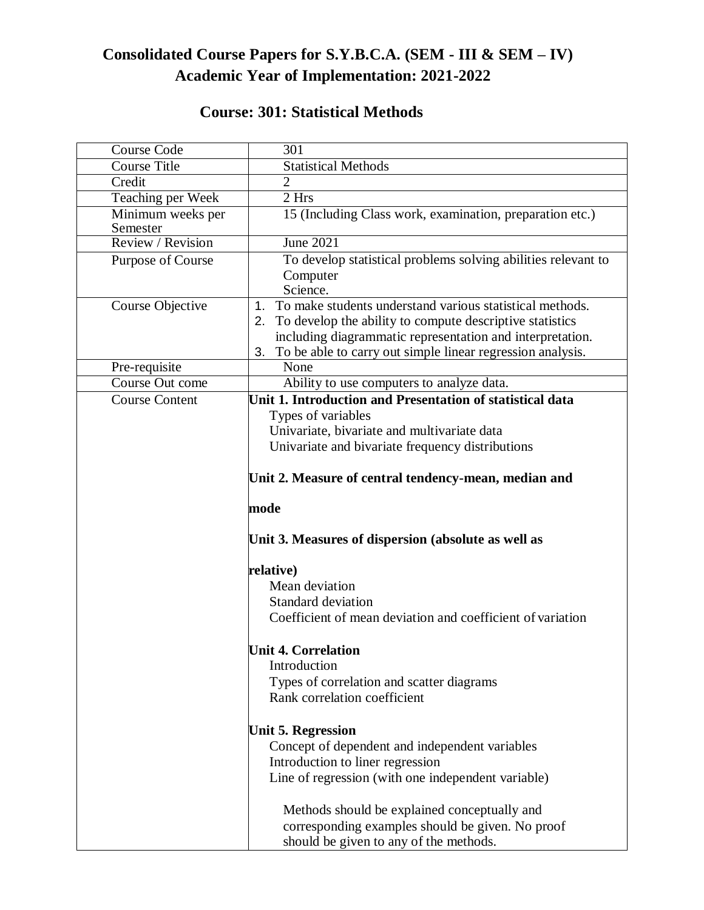# Consolidated Course Papers for S.Y.B.C.A. (SEM - III & SEM – IV)
## Academic Year of Implementation: 2021-2022

## Course: 301: Statistical Methods

| | |
|---|---|
| Course Code | 301 |
| Course Title | Statistical Methods |
| Credit | 2 |
| Teaching per Week | 2 Hrs |
| Minimum weeks per Semester | 15 (Including Class work, examination, preparation etc.) |
| Review / Revision | June 2021 |
| Purpose of Course | To develop statistical problems solving abilities relevant to Computer Science. |
| Course Objective | 1. To make students understand various statistical methods.<br>2. To develop the ability to compute descriptive statistics including diagrammatic representation and interpretation.<br>3. To be able to carry out simple linear regression analysis. |
| Pre-requisite | None |
| Course Out come | Ability to use computers to analyze data. |
| Course Content | **Unit 1. Introduction and Presentation of statistical data**<br>Types of variables<br>Univariate, bivariate and multivariate data<br>Univariate and bivariate frequency distributions<br><br>**Unit 2. Measure of central tendency-mean, median and mode**<br><br>**Unit 3. Measures of dispersion (absolute as well as relative)**<br>Mean deviation<br>Standard deviation<br>Coefficient of mean deviation and coefficient of variation<br><br>**Unit 4. Correlation**<br>Introduction<br>Types of correlation and scatter diagrams<br>Rank correlation coefficient<br><br>**Unit 5. Regression**<br>Concept of dependent and independent variables<br>Introduction to liner regression<br>Line of regression (with one independent variable)<br><br>Methods should be explained conceptually and corresponding examples should be given. No proof should be given to any of the methods. |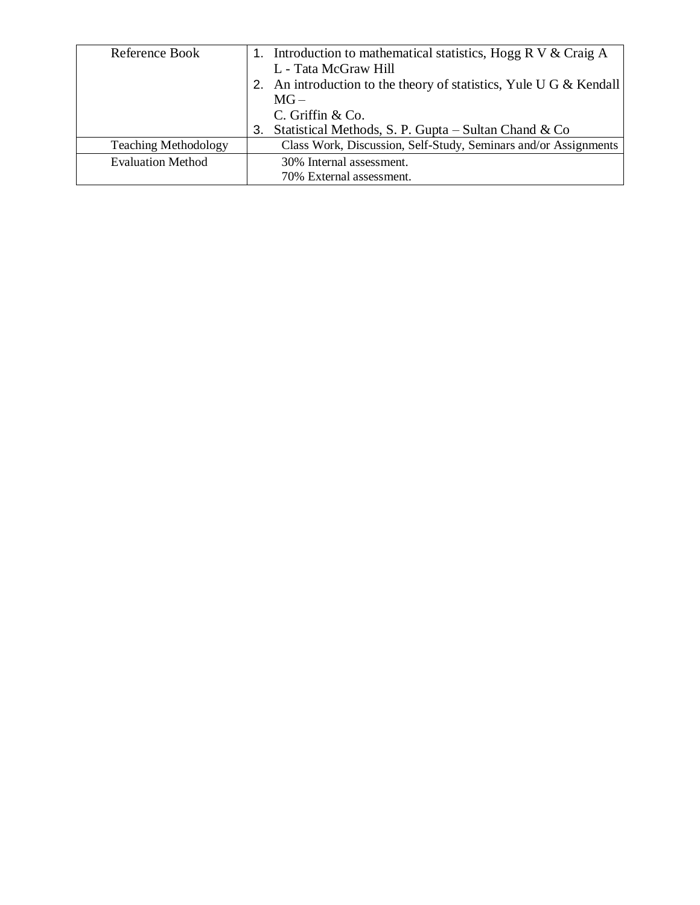| | |
|---|---|
| Reference Book | 1. Introduction to mathematical statistics, Hogg R V & Craig A L - Tata McGraw Hill<br>2. An introduction to the theory of statistics, Yule U G & Kendall MG – C. Griffin & Co.<br>3. Statistical Methods, S. P. Gupta – Sultan Chand & Co |
| Teaching Methodology | Class Work, Discussion, Self-Study, Seminars and/or Assignments |
| Evaluation Method | 30% Internal assessment.<br>70% External assessment. |